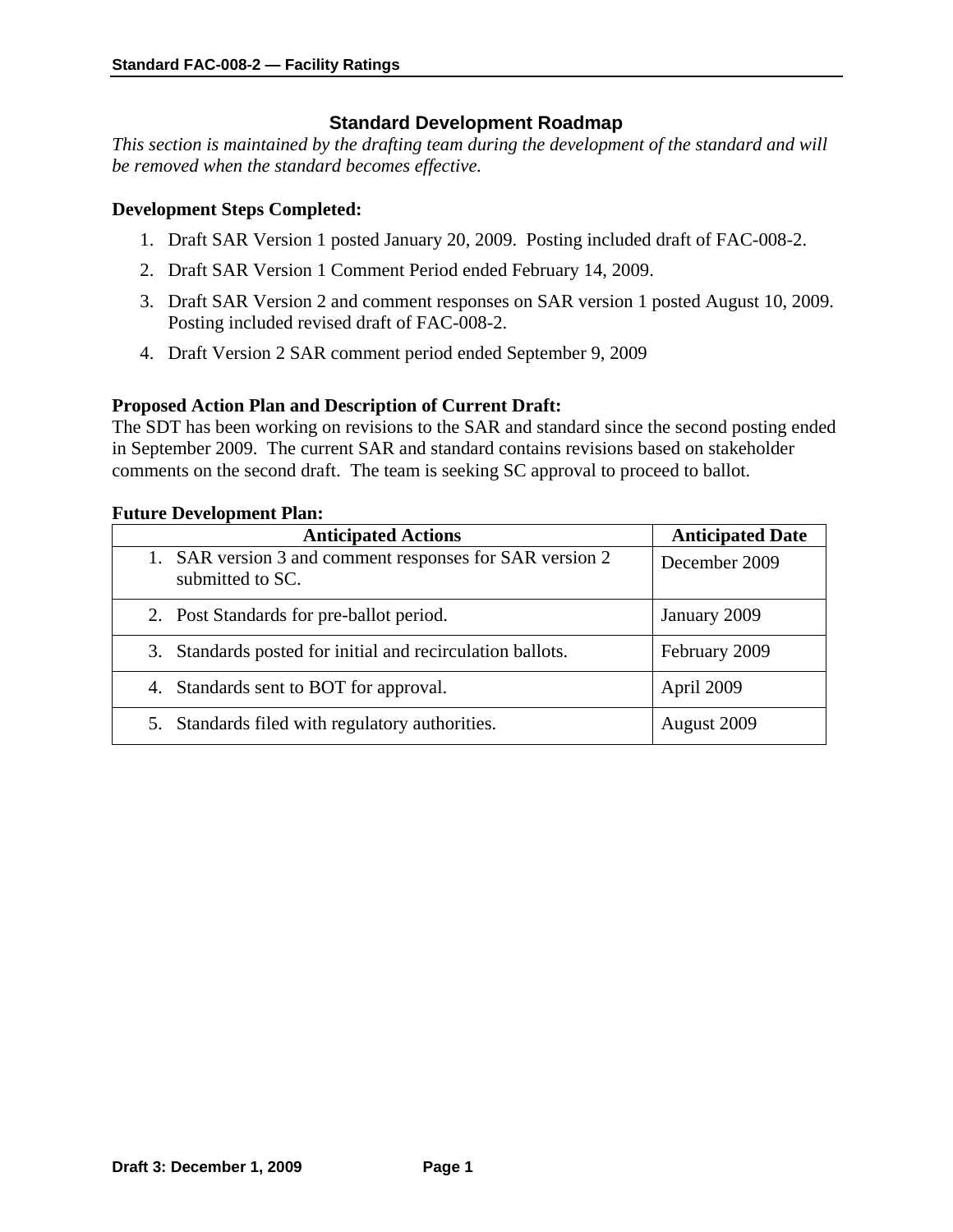## Standard Development Roadmap

*This section is maintained by the drafting team during the development of the standard and will be removed when the standard becomes effective.*

**Development Steps Completed:**

1. Draft SAR Version 1 posted January 20, 2009. Posting included draft of FAC-008-2.
2. Draft SAR Version 1 Comment Period ended February 14, 2009.
3. Draft SAR Version 2 and comment responses on SAR version 1 posted August 10, 2009. Posting included revised draft of FAC-008-2.
4. Draft Version 2 SAR comment period ended September 9, 2009

**Proposed Action Plan and Description of Current Draft:**

The SDT has been working on revisions to the SAR and standard since the second posting ended in September 2009. The current SAR and standard contains revisions based on stakeholder comments on the second draft. The team is seeking SC approval to proceed to ballot.

**Future Development Plan:**

| Anticipated Actions | Anticipated Date |
|---|---|
| 1. SAR version 3 and comment responses for SAR version 2 submitted to SC. | December 2009 |
| 2. Post Standards for pre-ballot period. | January 2009 |
| 3. Standards posted for initial and recirculation ballots. | February 2009 |
| 4. Standards sent to BOT for approval. | April 2009 |
| 5. Standards filed with regulatory authorities. | August 2009 |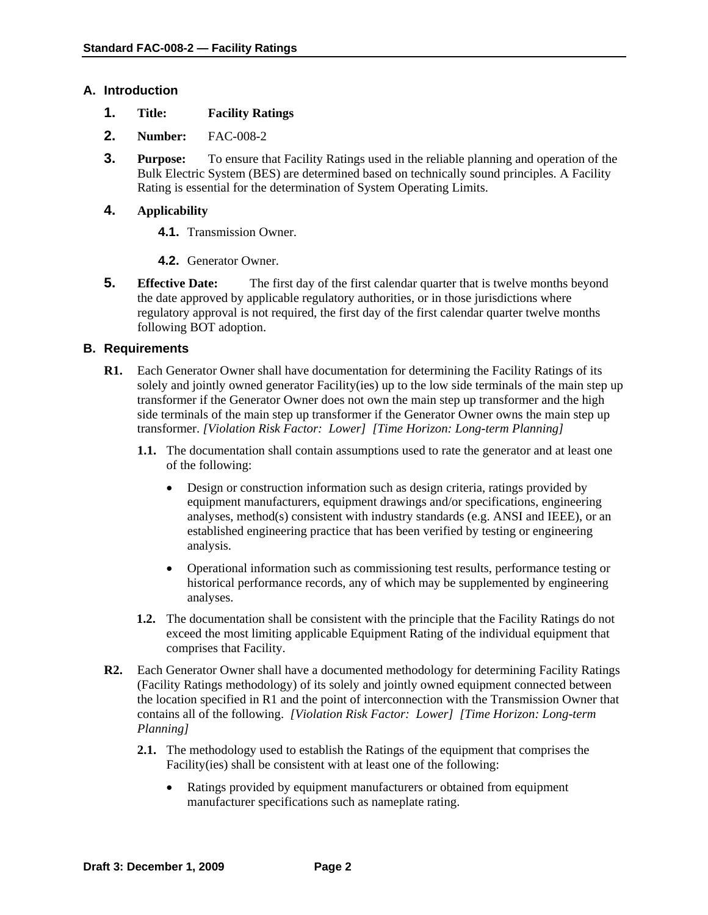## A. Introduction

1. **Title:** **Facility Ratings**

2. **Number:** FAC-008-2

3. **Purpose:** To ensure that Facility Ratings used in the reliable planning and operation of the Bulk Electric System (BES) are determined based on technically sound principles. A Facility Rating is essential for the determination of System Operating Limits.

4. **Applicability**

   4.1. Transmission Owner.

   4.2. Generator Owner.

5. **Effective Date:** The first day of the first calendar quarter that is twelve months beyond the date approved by applicable regulatory authorities, or in those jurisdictions where regulatory approval is not required, the first day of the first calendar quarter twelve months following BOT adoption.

## B. Requirements

**R1.** Each Generator Owner shall have documentation for determining the Facility Ratings of its solely and jointly owned generator Facility(ies) up to the low side terminals of the main step up transformer if the Generator Owner does not own the main step up transformer and the high side terminals of the main step up transformer if the Generator Owner owns the main step up transformer. *[Violation Risk Factor: Lower] [Time Horizon: Long-term Planning]*

**1.1.** The documentation shall contain assumptions used to rate the generator and at least one of the following:

- Design or construction information such as design criteria, ratings provided by equipment manufacturers, equipment drawings and/or specifications, engineering analyses, method(s) consistent with industry standards (e.g. ANSI and IEEE), or an established engineering practice that has been verified by testing or engineering analysis.
- Operational information such as commissioning test results, performance testing or historical performance records, any of which may be supplemented by engineering analyses.

**1.2.** The documentation shall be consistent with the principle that the Facility Ratings do not exceed the most limiting applicable Equipment Rating of the individual equipment that comprises that Facility.

**R2.** Each Generator Owner shall have a documented methodology for determining Facility Ratings (Facility Ratings methodology) of its solely and jointly owned equipment connected between the location specified in R1 and the point of interconnection with the Transmission Owner that contains all of the following. *[Violation Risk Factor: Lower] [Time Horizon: Long-term Planning]*

**2.1.** The methodology used to establish the Ratings of the equipment that comprises the Facility(ies) shall be consistent with at least one of the following:

- Ratings provided by equipment manufacturers or obtained from equipment manufacturer specifications such as nameplate rating.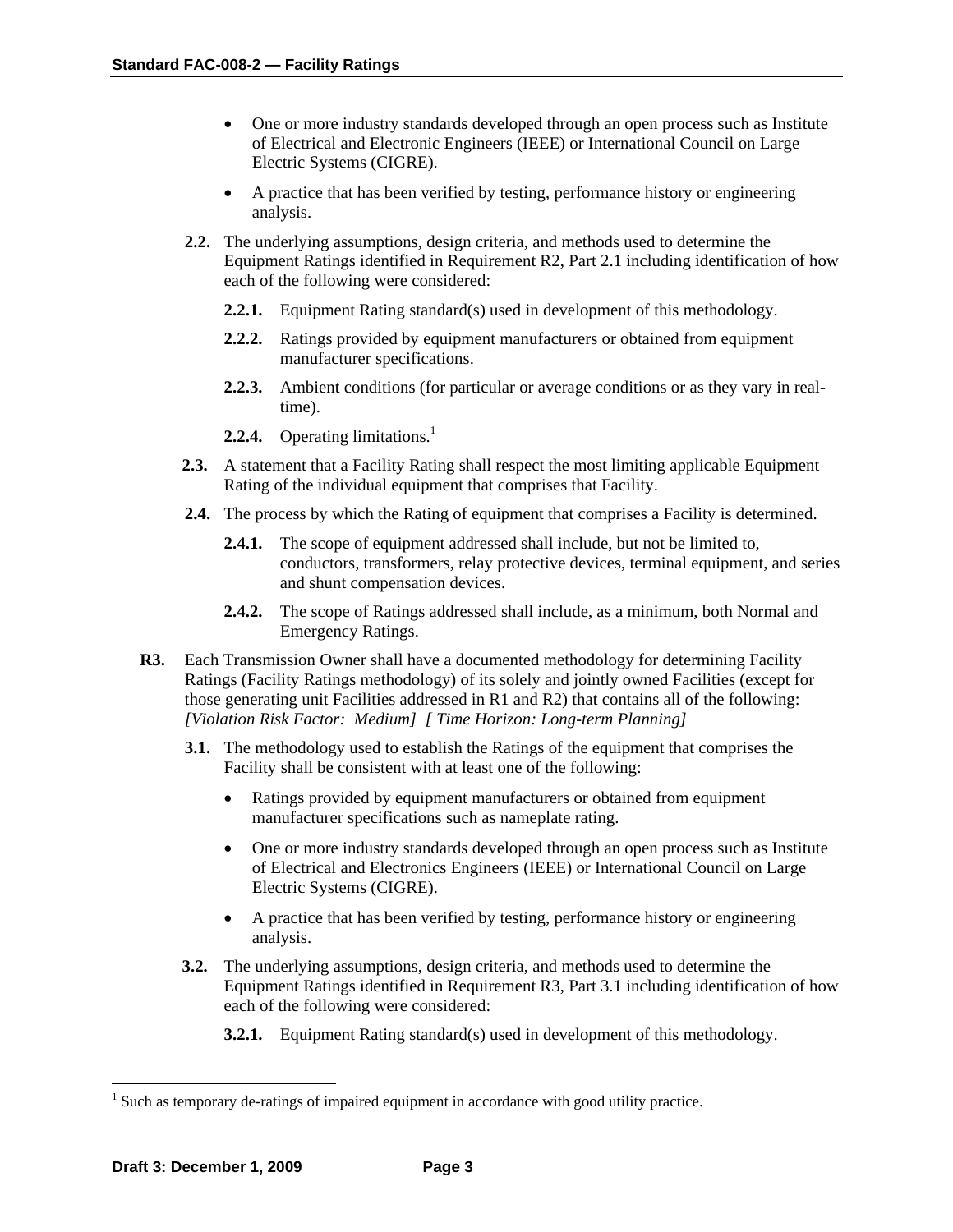- One or more industry standards developed through an open process such as Institute of Electrical and Electronic Engineers (IEEE) or International Council on Large Electric Systems (CIGRE).
- A practice that has been verified by testing, performance history or engineering analysis.

**2.2.** The underlying assumptions, design criteria, and methods used to determine the Equipment Ratings identified in Requirement R2, Part 2.1 including identification of how each of the following were considered:

**2.2.1.** Equipment Rating standard(s) used in development of this methodology.

**2.2.2.** Ratings provided by equipment manufacturers or obtained from equipment manufacturer specifications.

**2.2.3.** Ambient conditions (for particular or average conditions or as they vary in real-time).

**2.2.4.** Operating limitations.[1]

**2.3.** A statement that a Facility Rating shall respect the most limiting applicable Equipment Rating of the individual equipment that comprises that Facility.

**2.4.** The process by which the Rating of equipment that comprises a Facility is determined.

**2.4.1.** The scope of equipment addressed shall include, but not be limited to, conductors, transformers, relay protective devices, terminal equipment, and series and shunt compensation devices.

**2.4.2.** The scope of Ratings addressed shall include, as a minimum, both Normal and Emergency Ratings.

**R3.** Each Transmission Owner shall have a documented methodology for determining Facility Ratings (Facility Ratings methodology) of its solely and jointly owned Facilities (except for those generating unit Facilities addressed in R1 and R2) that contains all of the following: *[Violation Risk Factor: Medium] [ Time Horizon: Long-term Planning]*

**3.1.** The methodology used to establish the Ratings of the equipment that comprises the Facility shall be consistent with at least one of the following:

- Ratings provided by equipment manufacturers or obtained from equipment manufacturer specifications such as nameplate rating.
- One or more industry standards developed through an open process such as Institute of Electrical and Electronics Engineers (IEEE) or International Council on Large Electric Systems (CIGRE).
- A practice that has been verified by testing, performance history or engineering analysis.

**3.2.** The underlying assumptions, design criteria, and methods used to determine the Equipment Ratings identified in Requirement R3, Part 3.1 including identification of how each of the following were considered:

**3.2.1.** Equipment Rating standard(s) used in development of this methodology.

---

[1] Such as temporary de-ratings of impaired equipment in accordance with good utility practice.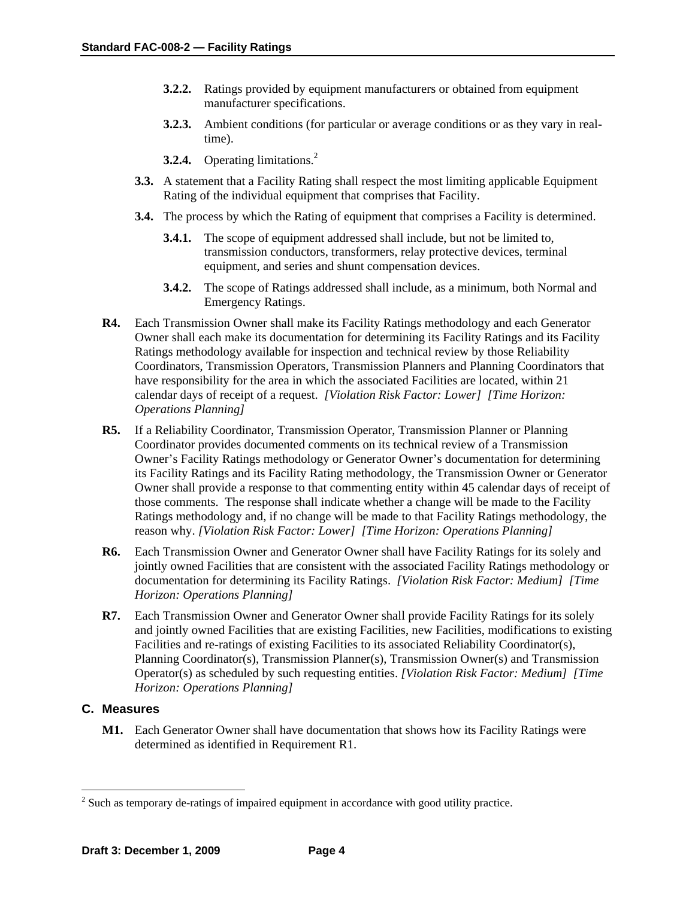- **3.2.2.** Ratings provided by equipment manufacturers or obtained from equipment manufacturer specifications.
- **3.2.3.** Ambient conditions (for particular or average conditions or as they vary in real-time).
- **3.2.4.** Operating limitations.[2]

**3.3.** A statement that a Facility Rating shall respect the most limiting applicable Equipment Rating of the individual equipment that comprises that Facility.

**3.4.** The process by which the Rating of equipment that comprises a Facility is determined.

- **3.4.1.** The scope of equipment addressed shall include, but not be limited to, transmission conductors, transformers, relay protective devices, terminal equipment, and series and shunt compensation devices.
- **3.4.2.** The scope of Ratings addressed shall include, as a minimum, both Normal and Emergency Ratings.

**R4.** Each Transmission Owner shall make its Facility Ratings methodology and each Generator Owner shall each make its documentation for determining its Facility Ratings and its Facility Ratings methodology available for inspection and technical review by those Reliability Coordinators, Transmission Operators, Transmission Planners and Planning Coordinators that have responsibility for the area in which the associated Facilities are located, within 21 calendar days of receipt of a request. *[Violation Risk Factor: Lower] [Time Horizon: Operations Planning]*

**R5.** If a Reliability Coordinator, Transmission Operator, Transmission Planner or Planning Coordinator provides documented comments on its technical review of a Transmission Owner's Facility Ratings methodology or Generator Owner's documentation for determining its Facility Ratings and its Facility Rating methodology, the Transmission Owner or Generator Owner shall provide a response to that commenting entity within 45 calendar days of receipt of those comments. The response shall indicate whether a change will be made to the Facility Ratings methodology and, if no change will be made to that Facility Ratings methodology, the reason why. *[Violation Risk Factor: Lower] [Time Horizon: Operations Planning]*

**R6.** Each Transmission Owner and Generator Owner shall have Facility Ratings for its solely and jointly owned Facilities that are consistent with the associated Facility Ratings methodology or documentation for determining its Facility Ratings. *[Violation Risk Factor: Medium] [Time Horizon: Operations Planning]*

**R7.** Each Transmission Owner and Generator Owner shall provide Facility Ratings for its solely and jointly owned Facilities that are existing Facilities, new Facilities, modifications to existing Facilities and re-ratings of existing Facilities to its associated Reliability Coordinator(s), Planning Coordinator(s), Transmission Planner(s), Transmission Owner(s) and Transmission Operator(s) as scheduled by such requesting entities. *[Violation Risk Factor: Medium] [Time Horizon: Operations Planning]*

## C. Measures

**M1.** Each Generator Owner shall have documentation that shows how its Facility Ratings were determined as identified in Requirement R1.

---

[2] Such as temporary de-ratings of impaired equipment in accordance with good utility practice.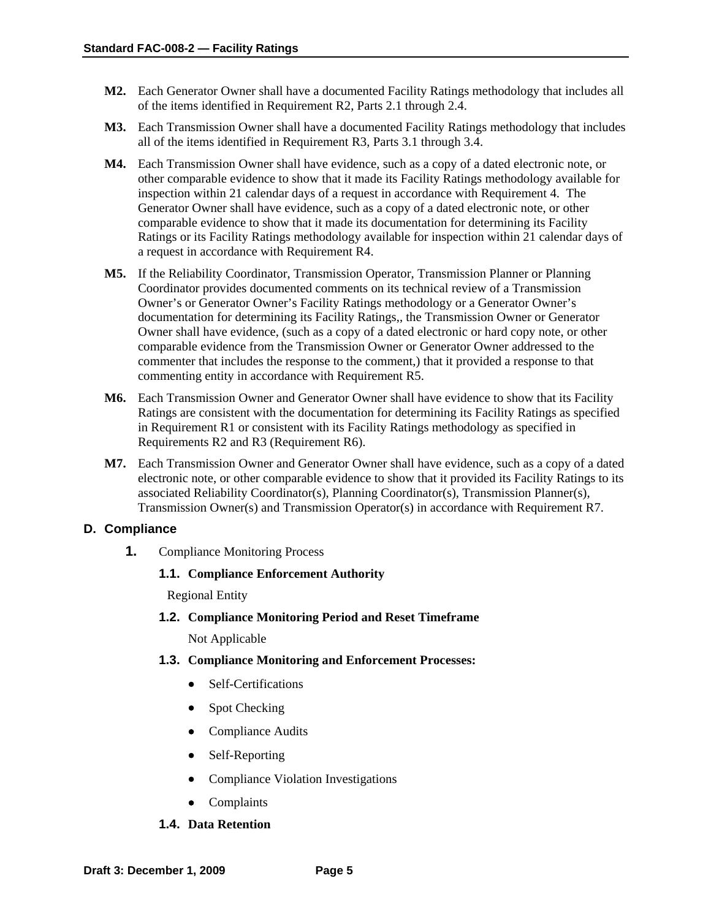**M2.** Each Generator Owner shall have a documented Facility Ratings methodology that includes all of the items identified in Requirement R2, Parts 2.1 through 2.4.

**M3.** Each Transmission Owner shall have a documented Facility Ratings methodology that includes all of the items identified in Requirement R3, Parts 3.1 through 3.4.

**M4.** Each Transmission Owner shall have evidence, such as a copy of a dated electronic note, or other comparable evidence to show that it made its Facility Ratings methodology available for inspection within 21 calendar days of a request in accordance with Requirement 4. The Generator Owner shall have evidence, such as a copy of a dated electronic note, or other comparable evidence to show that it made its documentation for determining its Facility Ratings or its Facility Ratings methodology available for inspection within 21 calendar days of a request in accordance with Requirement R4.

**M5.** If the Reliability Coordinator, Transmission Operator, Transmission Planner or Planning Coordinator provides documented comments on its technical review of a Transmission Owner's or Generator Owner's Facility Ratings methodology or a Generator Owner's documentation for determining its Facility Ratings,, the Transmission Owner or Generator Owner shall have evidence, (such as a copy of a dated electronic or hard copy note, or other comparable evidence from the Transmission Owner or Generator Owner addressed to the commenter that includes the response to the comment,) that it provided a response to that commenting entity in accordance with Requirement R5.

**M6.** Each Transmission Owner and Generator Owner shall have evidence to show that its Facility Ratings are consistent with the documentation for determining its Facility Ratings as specified in Requirement R1 or consistent with its Facility Ratings methodology as specified in Requirements R2 and R3 (Requirement R6).

**M7.** Each Transmission Owner and Generator Owner shall have evidence, such as a copy of a dated electronic note, or other comparable evidence to show that it provided its Facility Ratings to its associated Reliability Coordinator(s), Planning Coordinator(s), Transmission Planner(s), Transmission Owner(s) and Transmission Operator(s) in accordance with Requirement R7.

## D. Compliance

**1.** Compliance Monitoring Process

**1.1. Compliance Enforcement Authority**

Regional Entity

**1.2. Compliance Monitoring Period and Reset Timeframe**

Not Applicable

**1.3. Compliance Monitoring and Enforcement Processes:**

- Self-Certifications
- Spot Checking
- Compliance Audits
- Self-Reporting
- Compliance Violation Investigations
- Complaints

**1.4. Data Retention**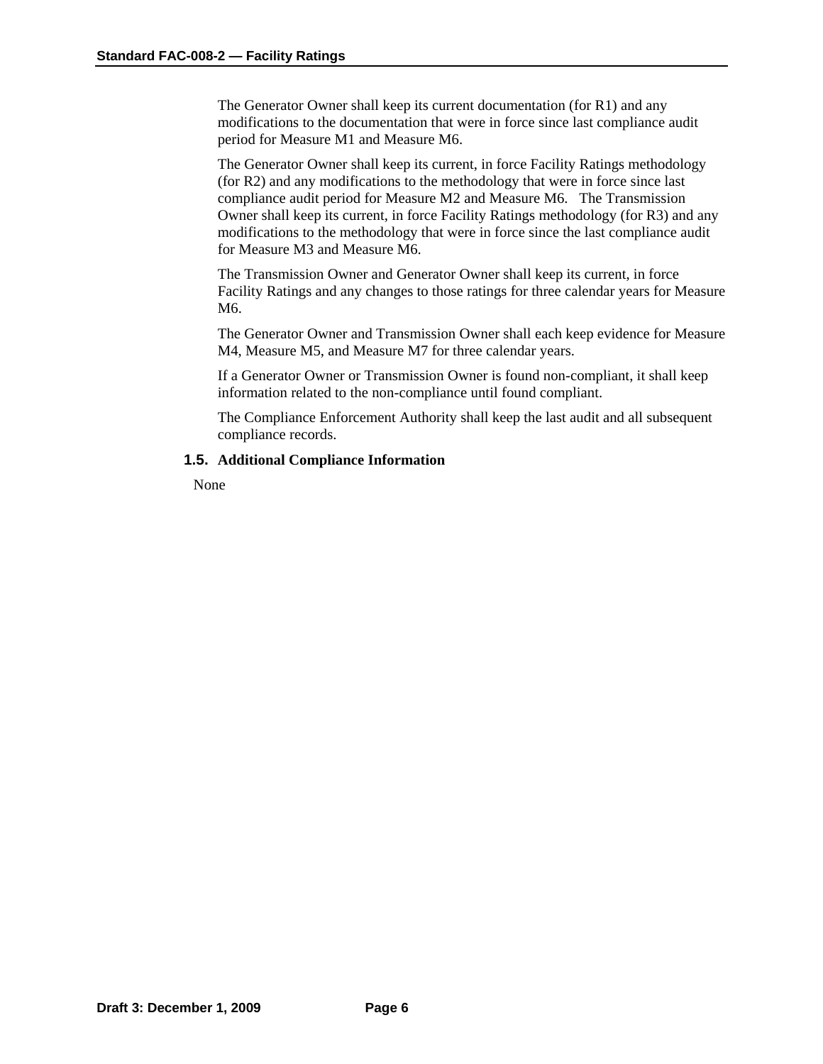The Generator Owner shall keep its current documentation (for R1) and any modifications to the documentation that were in force since last compliance audit period for Measure M1 and Measure M6.

The Generator Owner shall keep its current, in force Facility Ratings methodology (for R2) and any modifications to the methodology that were in force since last compliance audit period for Measure M2 and Measure M6. The Transmission Owner shall keep its current, in force Facility Ratings methodology (for R3) and any modifications to the methodology that were in force since the last compliance audit for Measure M3 and Measure M6.

The Transmission Owner and Generator Owner shall keep its current, in force Facility Ratings and any changes to those ratings for three calendar years for Measure M6.

The Generator Owner and Transmission Owner shall each keep evidence for Measure M4, Measure M5, and Measure M7 for three calendar years.

If a Generator Owner or Transmission Owner is found non-compliant, it shall keep information related to the non-compliance until found compliant.

The Compliance Enforcement Authority shall keep the last audit and all subsequent compliance records.

### 1.5. Additional Compliance Information

None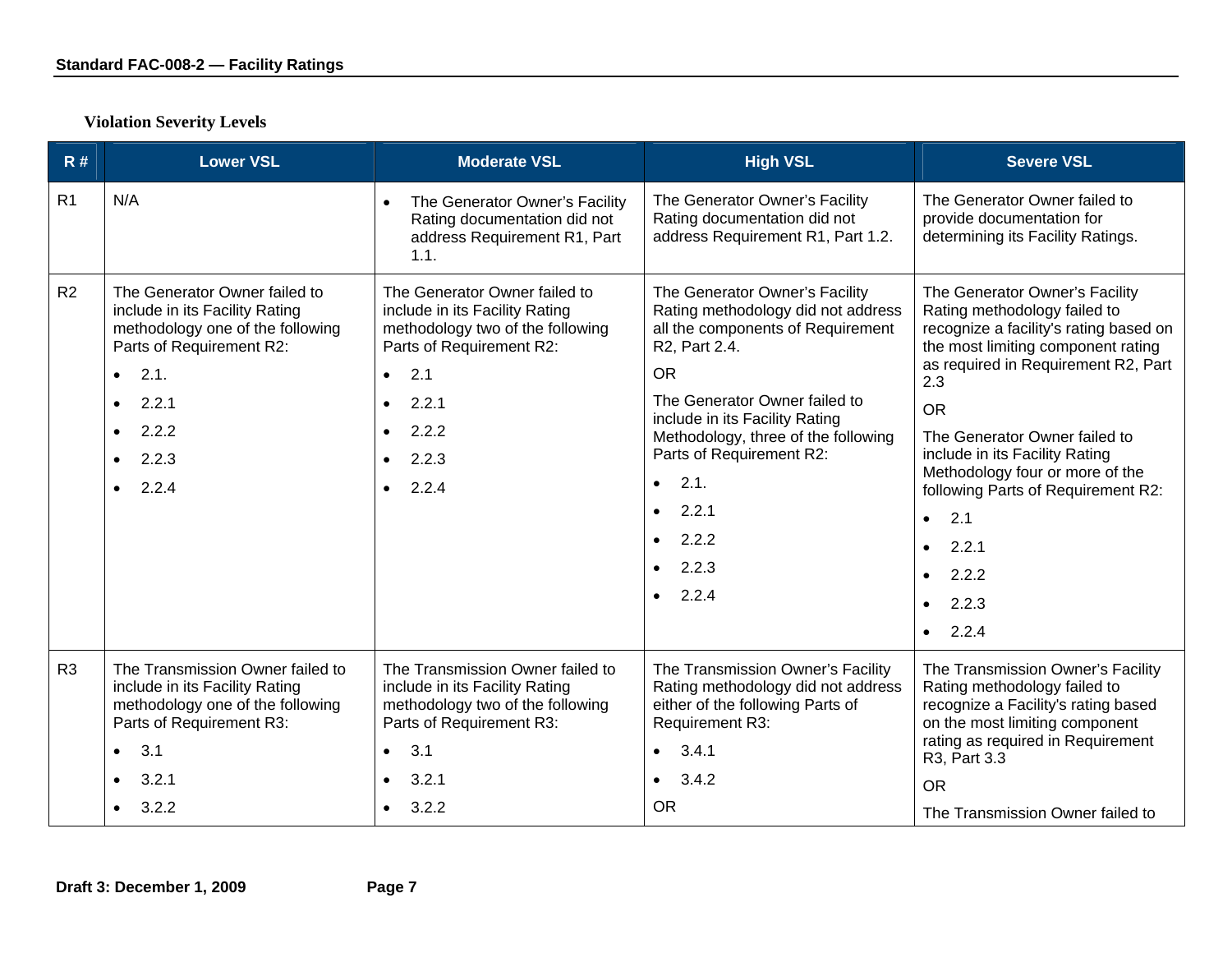## Violation Severity Levels

| R # | Lower VSL | Moderate VSL | High VSL | Severe VSL |
|---|---|---|---|---|
| R1 | N/A | • The Generator Owner's Facility Rating documentation did not address Requirement R1, Part 1.1. | The Generator Owner's Facility Rating documentation did not address Requirement R1, Part 1.2. | The Generator Owner failed to provide documentation for determining its Facility Ratings. |
| R2 | The Generator Owner failed to include in its Facility Rating methodology one of the following Parts of Requirement R2:<br>• 2.1.<br>• 2.2.1<br>• 2.2.2<br>• 2.2.3<br>• 2.2.4 | The Generator Owner failed to include in its Facility Rating methodology two of the following Parts of Requirement R2:<br>• 2.1<br>• 2.2.1<br>• 2.2.2<br>• 2.2.3<br>• 2.2.4 | The Generator Owner's Facility Rating methodology did not address all the components of Requirement R2, Part 2.4.<br>OR<br>The Generator Owner failed to include in its Facility Rating Methodology, three of the following Parts of Requirement R2:<br>• 2.1.<br>• 2.2.1<br>• 2.2.2<br>• 2.2.3<br>• 2.2.4 | The Generator Owner's Facility Rating methodology failed to recognize a facility's rating based on the most limiting component rating as required in Requirement R2, Part 2.3<br>OR<br>The Generator Owner failed to include in its Facility Rating Methodology four or more of the following Parts of Requirement R2:<br>• 2.1<br>• 2.2.1<br>• 2.2.2<br>• 2.2.3<br>• 2.2.4 |
| R3 | The Transmission Owner failed to include in its Facility Rating methodology one of the following Parts of Requirement R3:<br>• 3.1<br>• 3.2.1<br>• 3.2.2 | The Transmission Owner failed to include in its Facility Rating methodology two of the following Parts of Requirement R3:<br>• 3.1<br>• 3.2.1<br>• 3.2.2 | The Transmission Owner's Facility Rating methodology did not address either of the following Parts of Requirement R3:<br>• 3.4.1<br>• 3.4.2<br>OR | The Transmission Owner's Facility Rating methodology failed to recognize a Facility's rating based on the most limiting component rating as required in Requirement R3, Part 3.3<br>OR<br>The Transmission Owner failed to |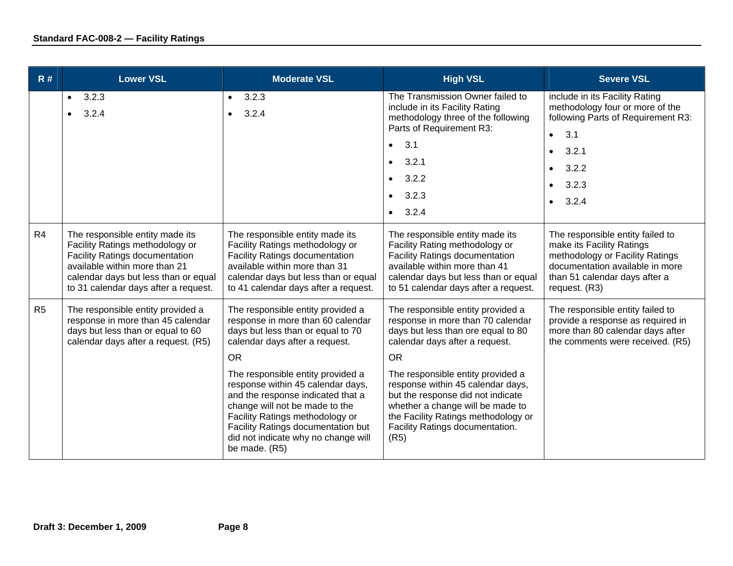| R # | Lower VSL | Moderate VSL | High VSL | Severe VSL |
|---|---|---|---|---|
| | • 3.2.3<br>• 3.2.4 | • 3.2.3<br>• 3.2.4 | The Transmission Owner failed to include in its Facility Rating methodology three of the following Parts of Requirement R3:<br>• 3.1<br>• 3.2.1<br>• 3.2.2<br>• 3.2.3<br>• 3.2.4 | include in its Facility Rating methodology four or more of the following Parts of Requirement R3:<br>• 3.1<br>• 3.2.1<br>• 3.2.2<br>• 3.2.3<br>• 3.2.4 |
| R4 | The responsible entity made its Facility Ratings methodology or Facility Ratings documentation available within more than 21 calendar days but less than or equal to 31 calendar days after a request. | The responsible entity made its Facility Ratings methodology or Facility Ratings documentation available within more than 31 calendar days but less than or equal to 41 calendar days after a request. | The responsible entity made its Facility Rating methodology or Facility Ratings documentation available within more than 41 calendar days but less than or equal to 51 calendar days after a request. | The responsible entity failed to make its Facility Ratings methodology or Facility Ratings documentation available in more than 51 calendar days after a request. (R3) |
| R5 | The responsible entity provided a response in more than 45 calendar days but less than or equal to 60 calendar days after a request. (R5) | The responsible entity provided a response in more than 60 calendar days but less than or equal to 70 calendar days after a request.<br>OR<br>The responsible entity provided a response within 45 calendar days, and the response indicated that a change will not be made to the Facility Ratings methodology or Facility Ratings documentation but did not indicate why no change will be made. (R5) | The responsible entity provided a response in more than 70 calendar days but less than ore equal to 80 calendar days after a request.<br>OR<br>The responsible entity provided a response within 45 calendar days, but the response did not indicate whether a change will be made to the Facility Ratings methodology or Facility Ratings documentation. (R5) | The responsible entity failed to provide a response as required in more than 80 calendar days after the comments were received. (R5) |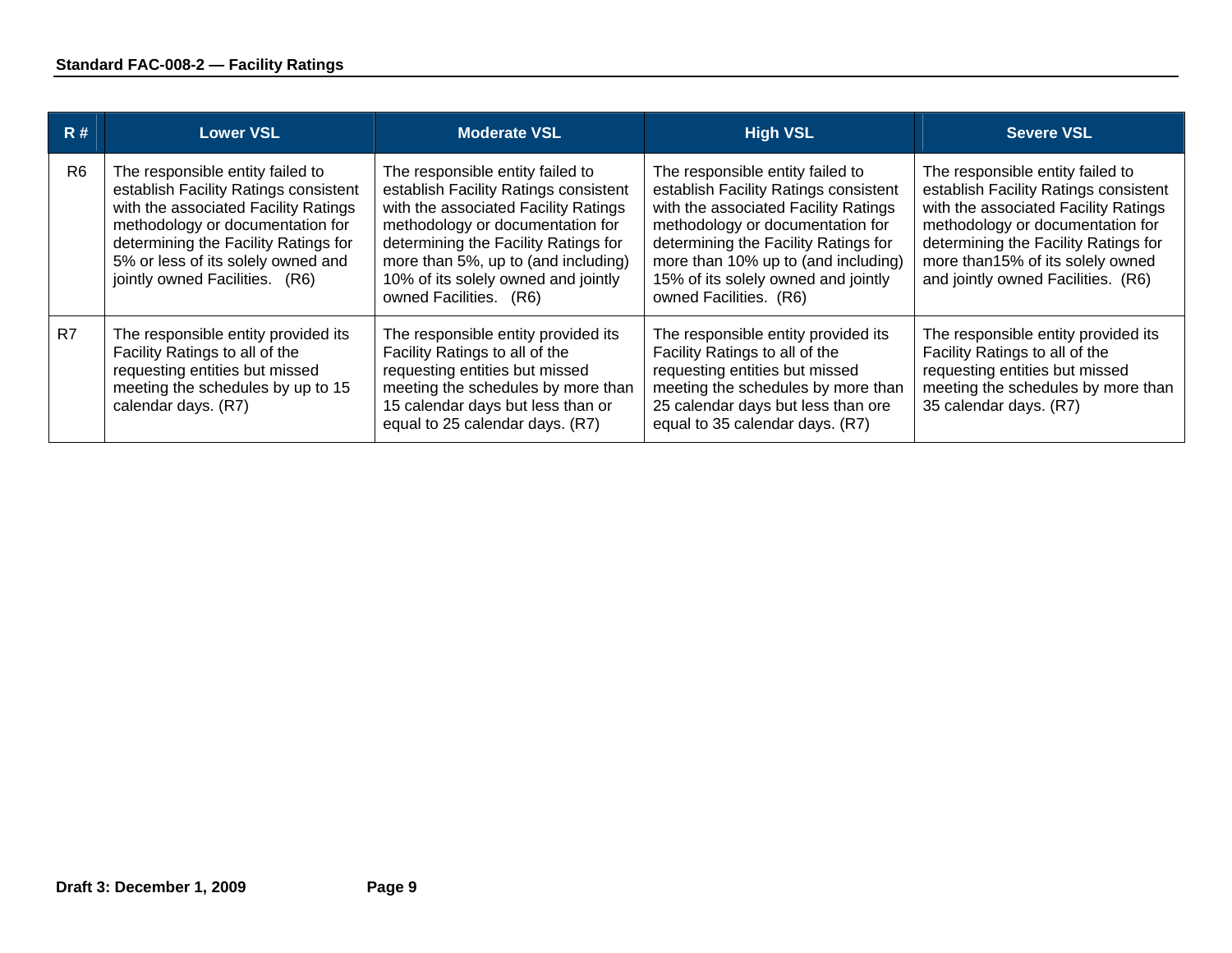| R # | Lower VSL | Moderate VSL | High VSL | Severe VSL |
|---|---|---|---|---|
| R6 | The responsible entity failed to establish Facility Ratings consistent with the associated Facility Ratings methodology or documentation for determining the Facility Ratings for 5% or less of its solely owned and jointly owned Facilities. (R6) | The responsible entity failed to establish Facility Ratings consistent with the associated Facility Ratings methodology or documentation for determining the Facility Ratings for more than 5%, up to (and including) 10% of its solely owned and jointly owned Facilities. (R6) | The responsible entity failed to establish Facility Ratings consistent with the associated Facility Ratings methodology or documentation for determining the Facility Ratings for more than 10% up to (and including) 15% of its solely owned and jointly owned Facilities. (R6) | The responsible entity failed to establish Facility Ratings consistent with the associated Facility Ratings methodology or documentation for determining the Facility Ratings for more than15% of its solely owned and jointly owned Facilities. (R6) |
| R7 | The responsible entity provided its Facility Ratings to all of the requesting entities but missed meeting the schedules by up to 15 calendar days. (R7) | The responsible entity provided its Facility Ratings to all of the requesting entities but missed meeting the schedules by more than 15 calendar days but less than or equal to 25 calendar days. (R7) | The responsible entity provided its Facility Ratings to all of the requesting entities but missed meeting the schedules by more than 25 calendar days but less than ore equal to 35 calendar days. (R7) | The responsible entity provided its Facility Ratings to all of the requesting entities but missed meeting the schedules by more than 35 calendar days. (R7) |